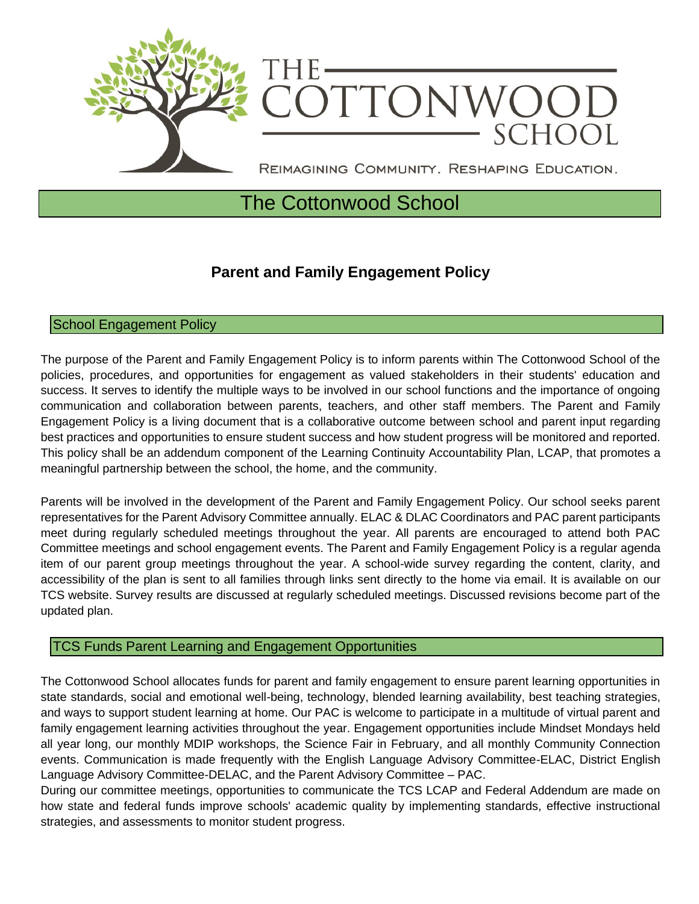THE COTTONWOOD SCHOOL

REIMAGINING COMMUNITY. RESHAPING EDUCATION.

# The Cottonwood School

## Parent and Family Engagement Policy

### School Engagement Policy

The purpose of the Parent and Family Engagement Policy is to inform parents within The Cottonwood School of the policies, procedures, and opportunities for engagement as valued stakeholders in their students' education and success. It serves to identify the multiple ways to be involved in our school functions and the importance of ongoing communication and collaboration between parents, teachers, and other staff members. The Parent and Family Engagement Policy is a living document that is a collaborative outcome between school and parent input regarding best practices and opportunities to ensure student success and how student progress will be monitored and reported. This policy shall be an addendum component of the Learning Continuity Accountability Plan, LCAP, that promotes a meaningful partnership between the school, the home, and the community.

Parents will be involved in the development of the Parent and Family Engagement Policy. Our school seeks parent representatives for the Parent Advisory Committee annually. ELAC & DLAC Coordinators and PAC parent participants meet during regularly scheduled meetings throughout the year. All parents are encouraged to attend both PAC Committee meetings and school engagement events. The Parent and Family Engagement Policy is a regular agenda item of our parent group meetings throughout the year. A school-wide survey regarding the content, clarity, and accessibility of the plan is sent to all families through links sent directly to the home via email. It is available on our TCS website. Survey results are discussed at regularly scheduled meetings. Discussed revisions become part of the updated plan.

### TCS Funds Parent Learning and Engagement Opportunities

The Cottonwood School allocates funds for parent and family engagement to ensure parent learning opportunities in state standards, social and emotional well-being, technology, blended learning availability, best teaching strategies, and ways to support student learning at home. Our PAC is welcome to participate in a multitude of virtual parent and family engagement learning activities throughout the year. Engagement opportunities include Mindset Mondays held all year long, our monthly MDIP workshops, the Science Fair in February, and all monthly Community Connection events. Communication is made frequently with the English Language Advisory Committee-ELAC, District English Language Advisory Committee-DELAC, and the Parent Advisory Committee – PAC.

During our committee meetings, opportunities to communicate the TCS LCAP and Federal Addendum are made on how state and federal funds improve schools' academic quality by implementing standards, effective instructional strategies, and assessments to monitor student progress.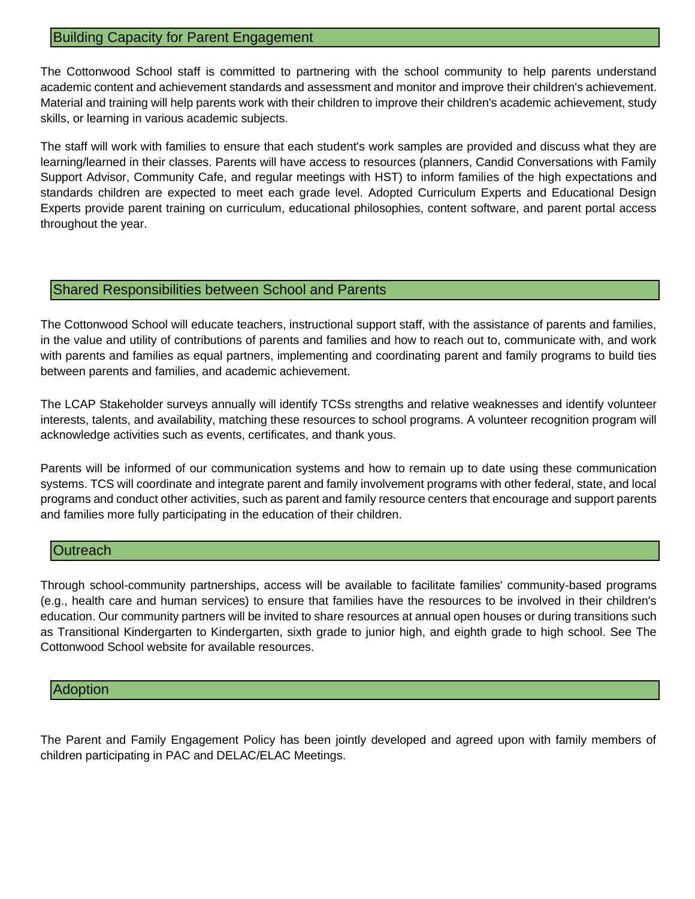## Building Capacity for Parent Engagement

The Cottonwood School staff is committed to partnering with the school community to help parents understand academic content and achievement standards and assessment and monitor and improve their children's achievement. Material and training will help parents work with their children to improve their children's academic achievement, study skills, or learning in various academic subjects.

The staff will work with families to ensure that each student's work samples are provided and discuss what they are learning/learned in their classes. Parents will have access to resources (planners, Candid Conversations with Family Support Advisor, Community Cafe, and regular meetings with HST) to inform families of the high expectations and standards children are expected to meet each grade level. Adopted Curriculum Experts and Educational Design Experts provide parent training on curriculum, educational philosophies, content software, and parent portal access throughout the year.

## Shared Responsibilities between School and Parents

The Cottonwood School will educate teachers, instructional support staff, with the assistance of parents and families, in the value and utility of contributions of parents and families and how to reach out to, communicate with, and work with parents and families as equal partners, implementing and coordinating parent and family programs to build ties between parents and families, and academic achievement.

The LCAP Stakeholder surveys annually will identify TCSs strengths and relative weaknesses and identify volunteer interests, talents, and availability, matching these resources to school programs. A volunteer recognition program will acknowledge activities such as events, certificates, and thank yous.

Parents will be informed of our communication systems and how to remain up to date using these communication systems. TCS will coordinate and integrate parent and family involvement programs with other federal, state, and local programs and conduct other activities, such as parent and family resource centers that encourage and support parents and families more fully participating in the education of their children.

## Outreach

Through school-community partnerships, access will be available to facilitate families' community-based programs (e.g., health care and human services) to ensure that families have the resources to be involved in their children's education. Our community partners will be invited to share resources at annual open houses or during transitions such as Transitional Kindergarten to Kindergarten, sixth grade to junior high, and eighth grade to high school. See The Cottonwood School website for available resources.

## Adoption

The Parent and Family Engagement Policy has been jointly developed and agreed upon with family members of children participating in PAC and DELAC/ELAC Meetings.